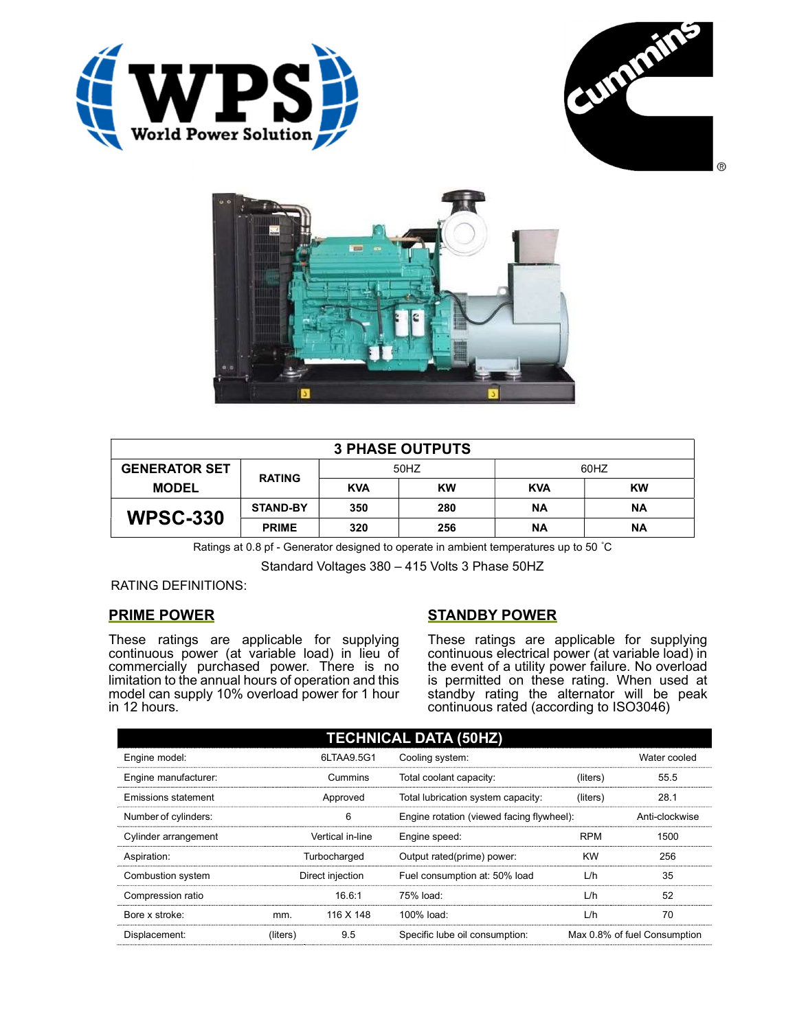| 3 PHASE OUTPUTS | | | | | |
|---|---|---|---|---|---|
| GENERATOR SET MODEL | RATING | 50HZ | | 60HZ | |
| | | KVA | KW | KVA | KW |
| WPSC-330 | STAND-BY | 350 | 280 | NA | NA |
| | PRIME | 320 | 256 | NA | NA |

Ratings at 0.8 pf - Generator designed to operate in ambient temperatures up to 50 ˚C

Standard Voltages 380 – 415 Volts 3 Phase 50HZ

RATING DEFINITIONS:

## PRIME POWER

These ratings are applicable for supplying continuous power (at variable load) in lieu of commercially purchased power. There is no limitation to the annual hours of operation and this model can supply 10% overload power for 1 hour in 12 hours.

## STANDBY POWER

These ratings are applicable for supplying continuous electrical power (at variable load) in the event of a utility power failure. No overload is permitted on these rating. When used at standby rating the alternator will be peak continuous rated (according to ISO3046)

| TECHNICAL DATA (50HZ) | | | | | |
|---|---|---|---|---|---|
| Engine model: | | 6LTAA9.5G1 | Cooling system: | | Water cooled |
| Engine manufacturer: | | Cummins | Total coolant capacity: | (liters) | 55.5 |
| Emissions statement | | Approved | Total lubrication system capacity: | (liters) | 28.1 |
| Number of cylinders: | | 6 | Engine rotation (viewed facing flywheel): | | Anti-clockwise |
| Cylinder arrangement | | Vertical in-line | Engine speed: | RPM | 1500 |
| Aspiration: | | Turbocharged | Output rated(prime) power: | KW | 256 |
| Combustion system | | Direct injection | Fuel consumption at: 50% load | L/h | 35 |
| Compression ratio | | 16.6:1 | 75% load: | L/h | 52 |
| Bore x stroke: | mm. | 116 X 148 | 100% load: | L/h | 70 |
| Displacement: | (liters) | 9.5 | Specific lube oil consumption: | | Max 0.8% of fuel Consumption |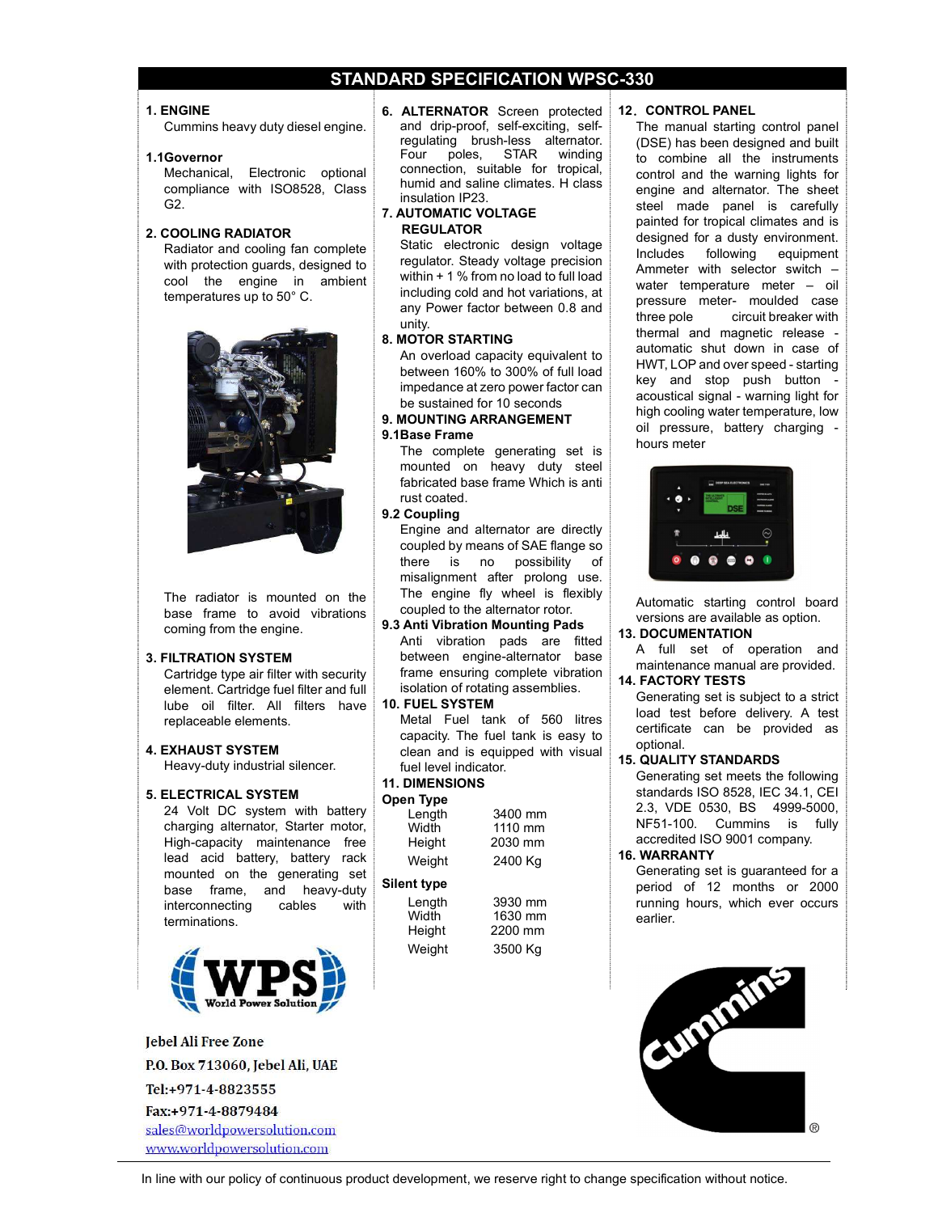# STANDARD SPECIFICATION WPSC-330

## 1. ENGINE

Cummins heavy duty diesel engine.

### 1.1Governor

Mechanical, Electronic optional compliance with ISO8528, Class G2.

## 2. COOLING RADIATOR

Radiator and cooling fan complete with protection guards, designed to cool the engine in ambient temperatures up to 50° C.

The radiator is mounted on the base frame to avoid vibrations coming from the engine.

## 3. FILTRATION SYSTEM

Cartridge type air filter with security element. Cartridge fuel filter and full lube oil filter. All filters have replaceable elements.

## 4. EXHAUST SYSTEM

Heavy-duty industrial silencer.

## 5. ELECTRICAL SYSTEM

24 Volt DC system with battery charging alternator, Starter motor, High-capacity maintenance free lead acid battery, battery rack mounted on the generating set base frame, and heavy-duty interconnecting cables with terminations.

## 6. ALTERNATOR

Screen protected and drip-proof, self-exciting, self-regulating brush-less alternator. Four poles, STAR winding connection, suitable for tropical, humid and saline climates. H class insulation IP23.

## 7. AUTOMATIC VOLTAGE REGULATOR

Static electronic design voltage regulator. Steady voltage precision within + 1 % from no load to full load including cold and hot variations, at any Power factor between 0.8 and unity.

## 8. MOTOR STARTING

An overload capacity equivalent to between 160% to 300% of full load impedance at zero power factor can be sustained for 10 seconds

## 9. MOUNTING ARRANGEMENT

### 9.1Base Frame

The complete generating set is mounted on heavy duty steel fabricated base frame Which is anti rust coated.

### 9.2 Coupling

Engine and alternator are directly coupled by means of SAE flange so there is no possibility of misalignment after prolong use. The engine fly wheel is flexibly coupled to the alternator rotor.

### 9.3 Anti Vibration Mounting Pads

Anti vibration pads are fitted between engine-alternator base frame ensuring complete vibration isolation of rotating assemblies.

## 10. FUEL SYSTEM

Metal Fuel tank of 560 litres capacity. The fuel tank is easy to clean and is equipped with visual fuel level indicator.

## 11. DIMENSIONS

**Open Type**

| | |
|---|---|
| Length | 3400 mm |
| Width | 1110 mm |
| Height | 2030 mm |
| Weight | 2400 Kg |

**Silent type**

| | |
|---|---|
| Length | 3930 mm |
| Width | 1630 mm |
| Height | 2200 mm |
| Weight | 3500 Kg |

## 12. CONTROL PANEL

The manual starting control panel (DSE) has been designed and built to combine all the instruments control and the warning lights for engine and alternator. The sheet steel made panel is carefully painted for tropical climates and is designed for a dusty environment. Includes following equipment Ammeter with selector switch – water temperature meter – oil pressure meter- moulded case three pole circuit breaker with thermal and magnetic release - automatic shut down in case of HWT, LOP and over speed - starting key and stop push button - acoustical signal - warning light for high cooling water temperature, low oil pressure, battery charging - hours meter

Automatic starting control board versions are available as option.

## 13. DOCUMENTATION

A full set of operation and maintenance manual are provided.

## 14. FACTORY TESTS

Generating set is subject to a strict load test before delivery. A test certificate can be provided as optional.

## 15. QUALITY STANDARDS

Generating set meets the following standards ISO 8528, IEC 34.1, CEI 2.3, VDE 0530, BS 4999-5000, NF51-100. Cummins is fully accredited ISO 9001 company.

## 16. WARRANTY

Generating set is guaranteed for a period of 12 months or 2000 running hours, which ever occurs earlier.

WPS World Power Solution

Jebel Ali Free Zone
P.O. Box 713060, Jebel Ali, UAE
Tel:+971-4-8823555
Fax:+971-4-8879484
sales@worldpowersolution.com
www.worldpowersolution.com

Cummins®

In line with our policy of continuous product development, we reserve right to change specification without notice.